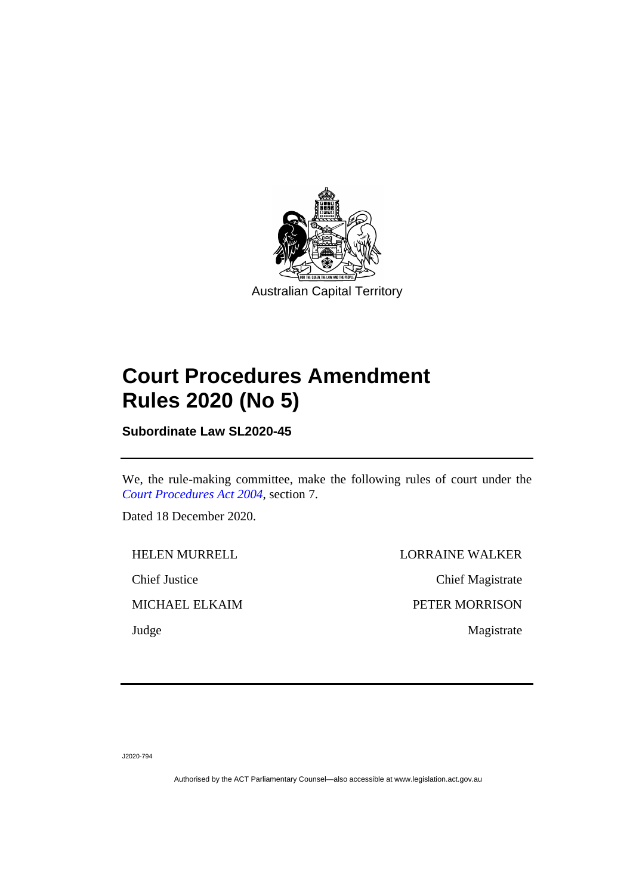Australian Capital Territory

# Court Procedures Amendment Rules 2020 (No 5)

**Subordinate Law SL2020-45**

---

We, the rule-making committee, make the following rules of court under the *Court Procedures Act 2004*, section 7.

Dated 18 December 2020.

| | |
|---|---|
| HELEN MURRELL | LORRAINE WALKER |
| Chief Justice | Chief Magistrate |
| MICHAEL ELKAIM | PETER MORRISON |
| Judge | Magistrate |

---

J2020-794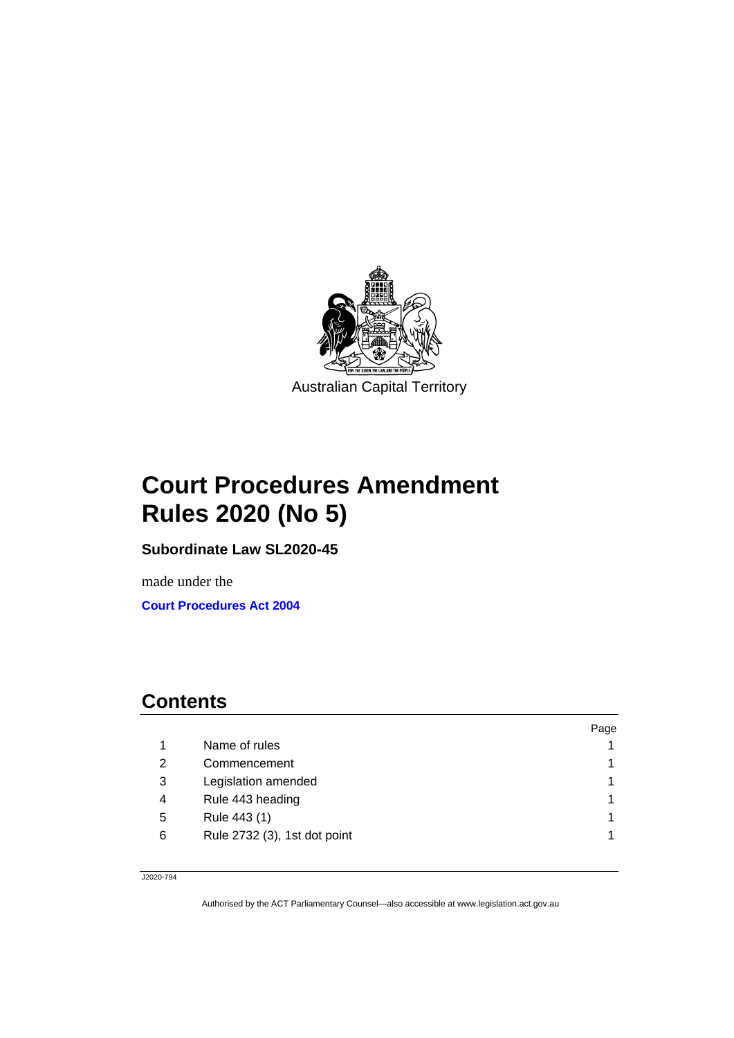Australian Capital Territory

# Court Procedures Amendment Rules 2020 (No 5)

**Subordinate Law SL2020-45**

made under the

**Court Procedures Act 2004**

## Contents

| | | Page |
|---|---|---|
| 1 | Name of rules | 1 |
| 2 | Commencement | 1 |
| 3 | Legislation amended | 1 |
| 4 | Rule 443 heading | 1 |
| 5 | Rule 443 (1) | 1 |
| 6 | Rule 2732 (3), 1st dot point | 1 |

J2020-794

Authorised by the ACT Parliamentary Counsel—also accessible at www.legislation.act.gov.au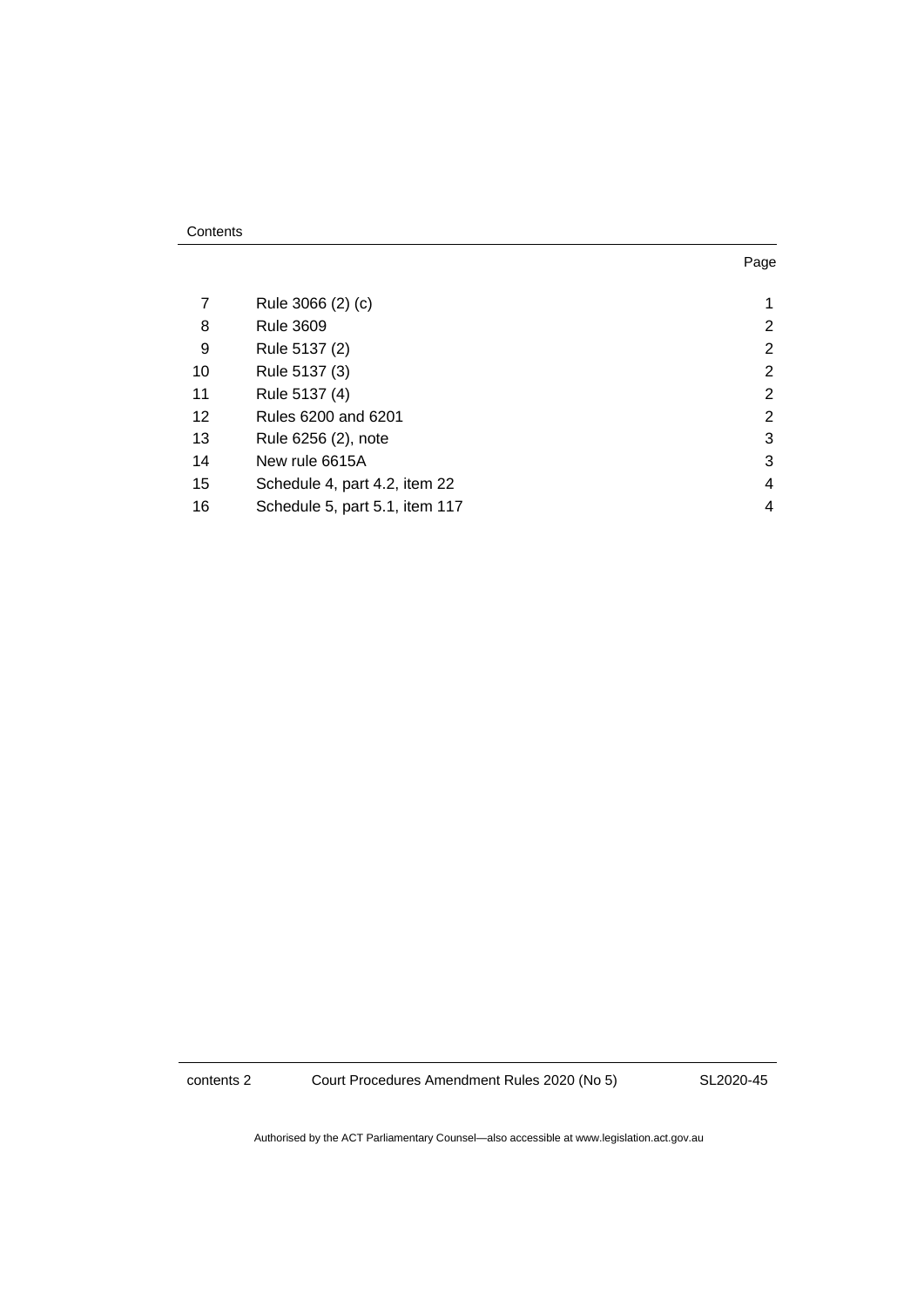Contents

| | | Page |
|---|---|---|
| 7 | Rule 3066 (2) (c) | 1 |
| 8 | Rule 3609 | 2 |
| 9 | Rule 5137 (2) | 2 |
| 10 | Rule 5137 (3) | 2 |
| 11 | Rule 5137 (4) | 2 |
| 12 | Rules 6200 and 6201 | 2 |
| 13 | Rule 6256 (2), note | 3 |
| 14 | New rule 6615A | 3 |
| 15 | Schedule 4, part 4.2, item 22 | 4 |
| 16 | Schedule 5, part 5.1, item 117 | 4 |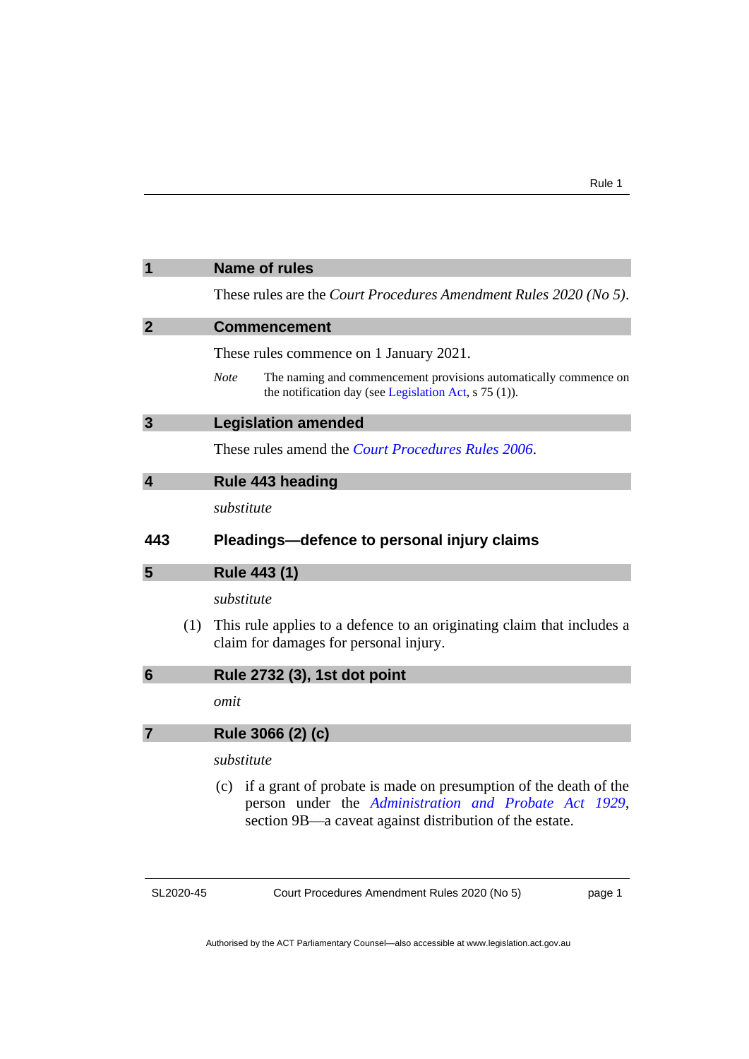## 1 Name of rules

These rules are the *Court Procedures Amendment Rules 2020 (No 5)*.

## 2 Commencement

These rules commence on 1 January 2021.

*Note* The naming and commencement provisions automatically commence on the notification day (see Legislation Act, s 75 (1)).

## 3 Legislation amended

These rules amend the *Court Procedures Rules 2006*.

## 4 Rule 443 heading

*substitute*

**443 Pleadings—defence to personal injury claims**

## 5 Rule 443 (1)

*substitute*

(1) This rule applies to a defence to an originating claim that includes a claim for damages for personal injury.

## 6 Rule 2732 (3), 1st dot point

*omit*

## 7 Rule 3066 (2) (c)

*substitute*

(c) if a grant of probate is made on presumption of the death of the person under the *Administration and Probate Act 1929*, section 9B—a caveat against distribution of the estate.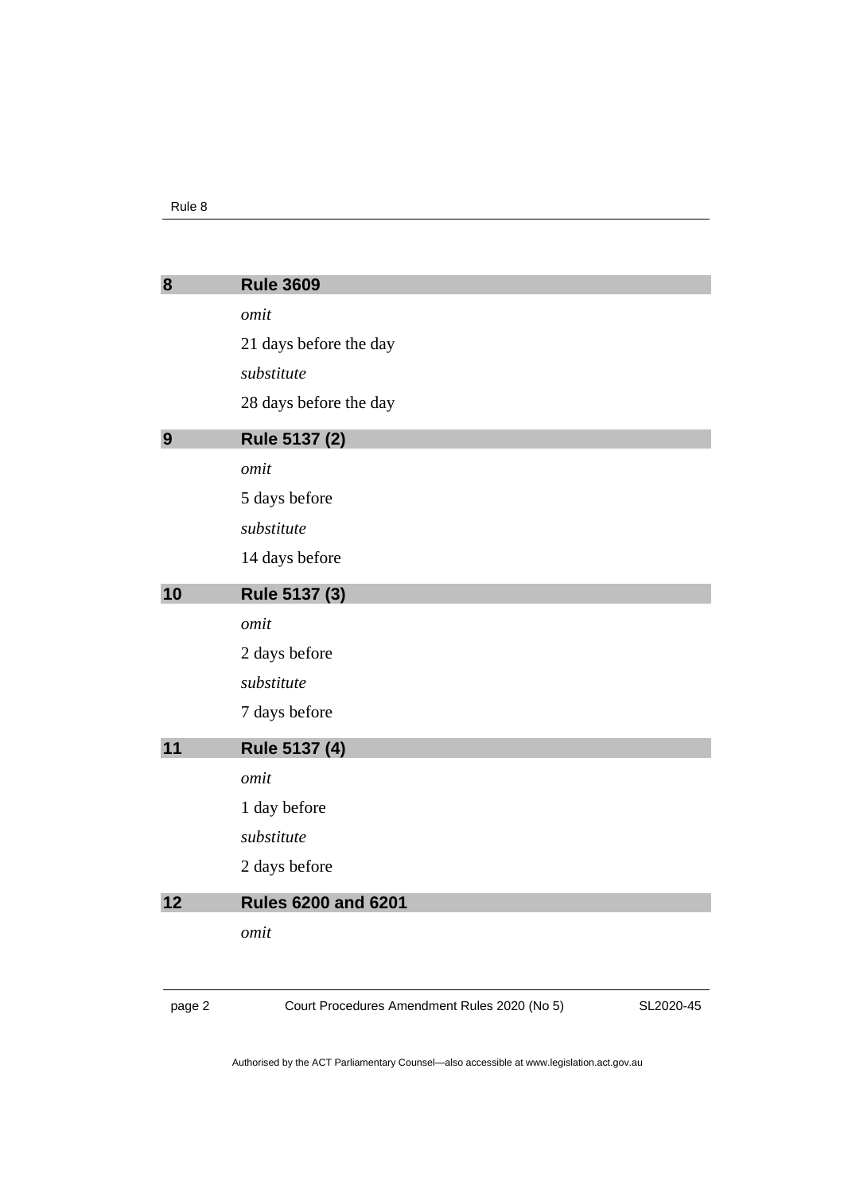## 8 Rule 3609

*omit*

21 days before the day

*substitute*

28 days before the day

## 9 Rule 5137 (2)

*omit*

5 days before

*substitute*

14 days before

## 10 Rule 5137 (3)

*omit*

2 days before

*substitute*

7 days before

## 11 Rule 5137 (4)

*omit*

1 day before

*substitute*

2 days before

## 12 Rules 6200 and 6201

*omit*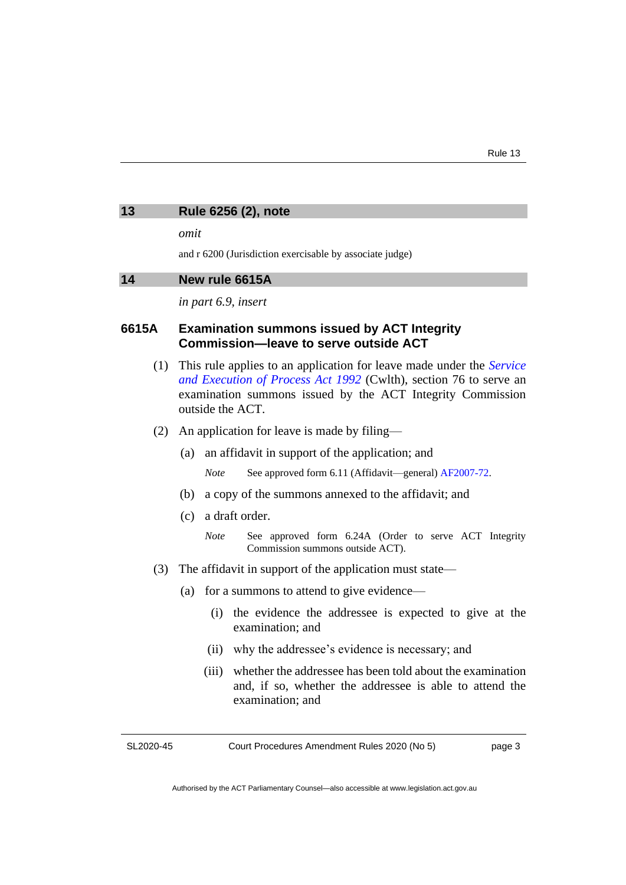## 13 Rule 6256 (2), note

*omit*

and r 6200 (Jurisdiction exercisable by associate judge)

## 14 New rule 6615A

*in part 6.9, insert*

### 6615A Examination summons issued by ACT Integrity Commission—leave to serve outside ACT

(1) This rule applies to an application for leave made under the *Service and Execution of Process Act 1992* (Cwlth), section 76 to serve an examination summons issued by the ACT Integrity Commission outside the ACT.

(2) An application for leave is made by filing—

(a) an affidavit in support of the application; and

*Note* See approved form 6.11 (Affidavit—general) AF2007-72.

(b) a copy of the summons annexed to the affidavit; and

(c) a draft order.

*Note* See approved form 6.24A (Order to serve ACT Integrity Commission summons outside ACT).

(3) The affidavit in support of the application must state—

(a) for a summons to attend to give evidence—

(i) the evidence the addressee is expected to give at the examination; and

(ii) why the addressee's evidence is necessary; and

(iii) whether the addressee has been told about the examination and, if so, whether the addressee is able to attend the examination; and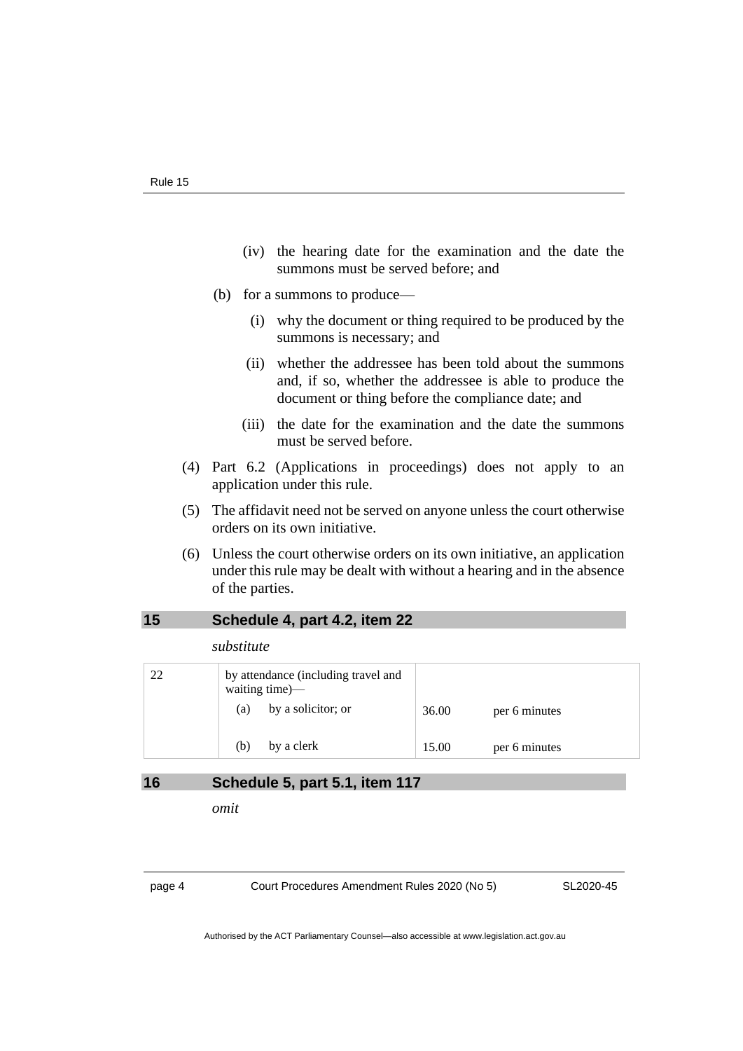(iv) the hearing date for the examination and the date the summons must be served before; and

(b) for a summons to produce—

(i) why the document or thing required to be produced by the summons is necessary; and

(ii) whether the addressee has been told about the summons and, if so, whether the addressee is able to produce the document or thing before the compliance date; and

(iii) the date for the examination and the date the summons must be served before.

(4) Part 6.2 (Applications in proceedings) does not apply to an application under this rule.

(5) The affidavit need not be served on anyone unless the court otherwise orders on its own initiative.

(6) Unless the court otherwise orders on its own initiative, an application under this rule may be dealt with without a hearing and in the absence of the parties.

## 15 Schedule 4, part 4.2, item 22

*substitute*

| | | | |
|---|---|---|---|
| 22 | by attendance (including travel and waiting time)— | | |
| | (a) by a solicitor; or | 36.00 | per 6 minutes |
| | (b) by a clerk | 15.00 | per 6 minutes |

## 16 Schedule 5, part 5.1, item 117

*omit*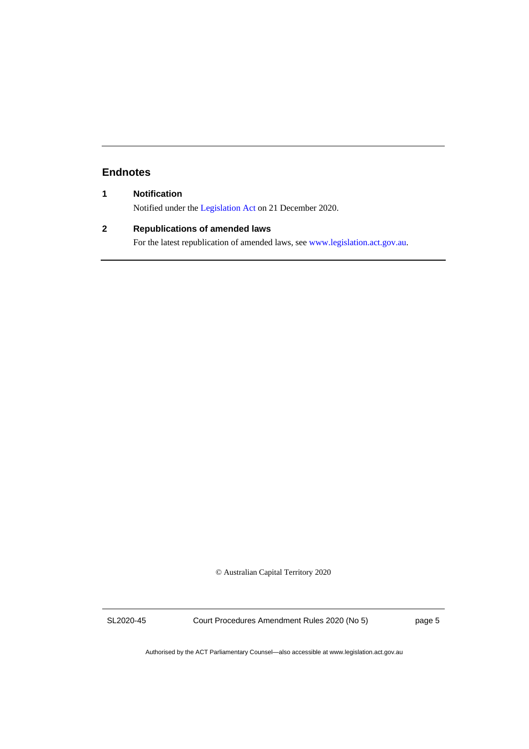## Endnotes

### 1 Notification

Notified under the Legislation Act on 21 December 2020.

### 2 Republications of amended laws

For the latest republication of amended laws, see www.legislation.act.gov.au.

© Australian Capital Territory 2020